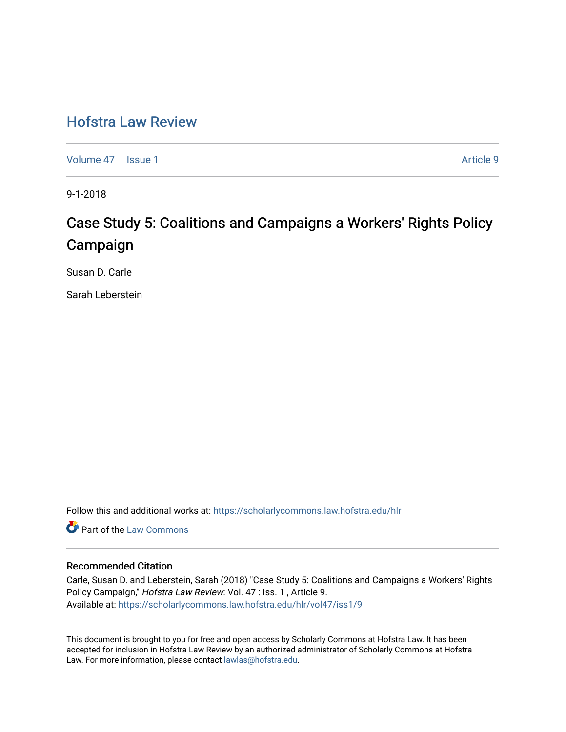# Hofstra Law Review

Volume 47 | Issue 1 | Article 9

9-1-2018

## Case Study 5: Coalitions and Campaigns a Workers' Rights Policy Campaign

Susan D. Carle

Sarah Leberstein

Follow this and additional works at: https://scholarlycommons.law.hofstra.edu/hlr

Part of the Law Commons

### Recommended Citation

Carle, Susan D. and Leberstein, Sarah (2018) "Case Study 5: Coalitions and Campaigns a Workers' Rights Policy Campaign," *Hofstra Law Review*: Vol. 47 : Iss. 1 , Article 9.
Available at: https://scholarlycommons.law.hofstra.edu/hlr/vol47/iss1/9

This document is brought to you for free and open access by Scholarly Commons at Hofstra Law. It has been accepted for inclusion in Hofstra Law Review by an authorized administrator of Scholarly Commons at Hofstra Law. For more information, please contact lawlas@hofstra.edu.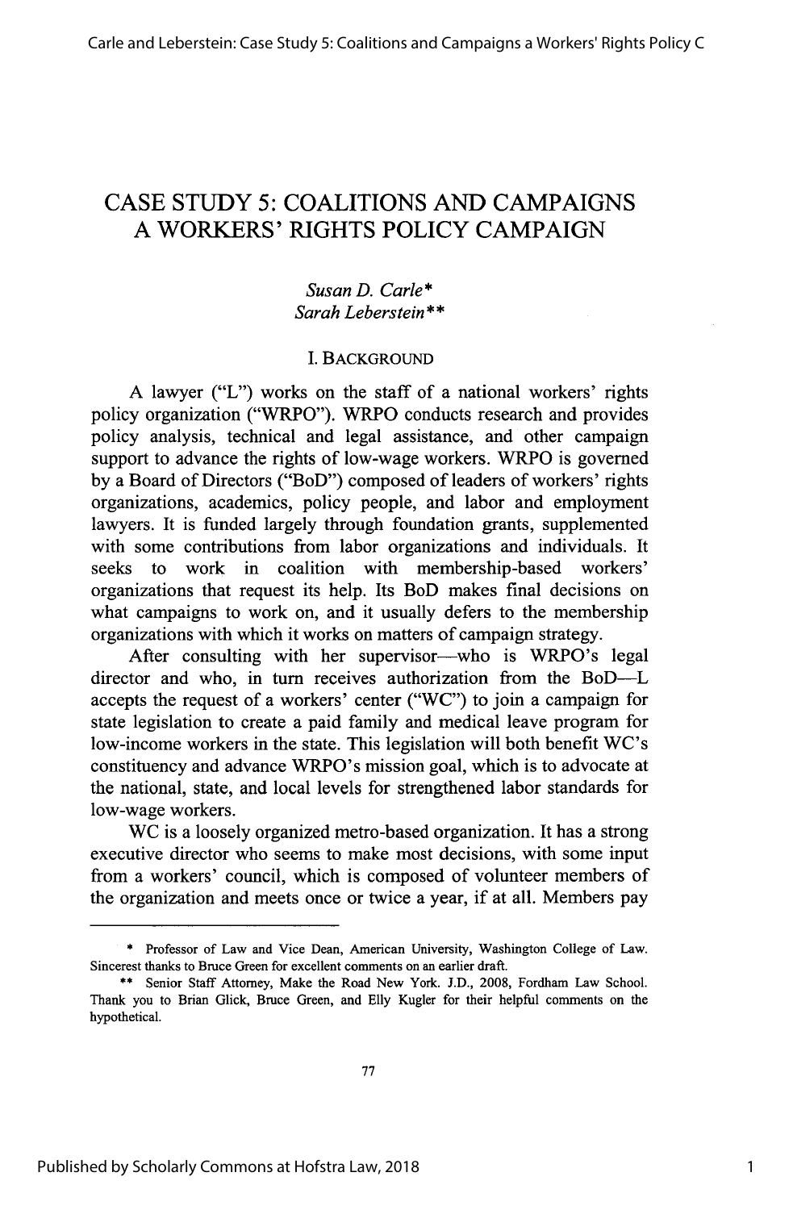# CASE STUDY 5: COALITIONS AND CAMPAIGNS A WORKERS' RIGHTS POLICY CAMPAIGN

*Susan D. Carle\**
*Sarah Leberstein\*\**

## I. BACKGROUND

A lawyer ("L") works on the staff of a national workers' rights policy organization ("WRPO"). WRPO conducts research and provides policy analysis, technical and legal assistance, and other campaign support to advance the rights of low-wage workers. WRPO is governed by a Board of Directors ("BoD") composed of leaders of workers' rights organizations, academics, policy people, and labor and employment lawyers. It is funded largely through foundation grants, supplemented with some contributions from labor organizations and individuals. It seeks to work in coalition with membership-based workers' organizations that request its help. Its BoD makes final decisions on what campaigns to work on, and it usually defers to the membership organizations with which it works on matters of campaign strategy.

After consulting with her supervisor—who is WRPO's legal director and who, in turn receives authorization from the BoD—L accepts the request of a workers' center ("WC") to join a campaign for state legislation to create a paid family and medical leave program for low-income workers in the state. This legislation will both benefit WC's constituency and advance WRPO's mission goal, which is to advocate at the national, state, and local levels for strengthened labor standards for low-wage workers.

WC is a loosely organized metro-based organization. It has a strong executive director who seems to make most decisions, with some input from a workers' council, which is composed of volunteer members of the organization and meets once or twice a year, if at all. Members pay

---

\* Professor of Law and Vice Dean, American University, Washington College of Law. Sincerest thanks to Bruce Green for excellent comments on an earlier draft.

\*\* Senior Staff Attorney, Make the Road New York. J.D., 2008, Fordham Law School. Thank you to Brian Glick, Bruce Green, and Elly Kugler for their helpful comments on the hypothetical.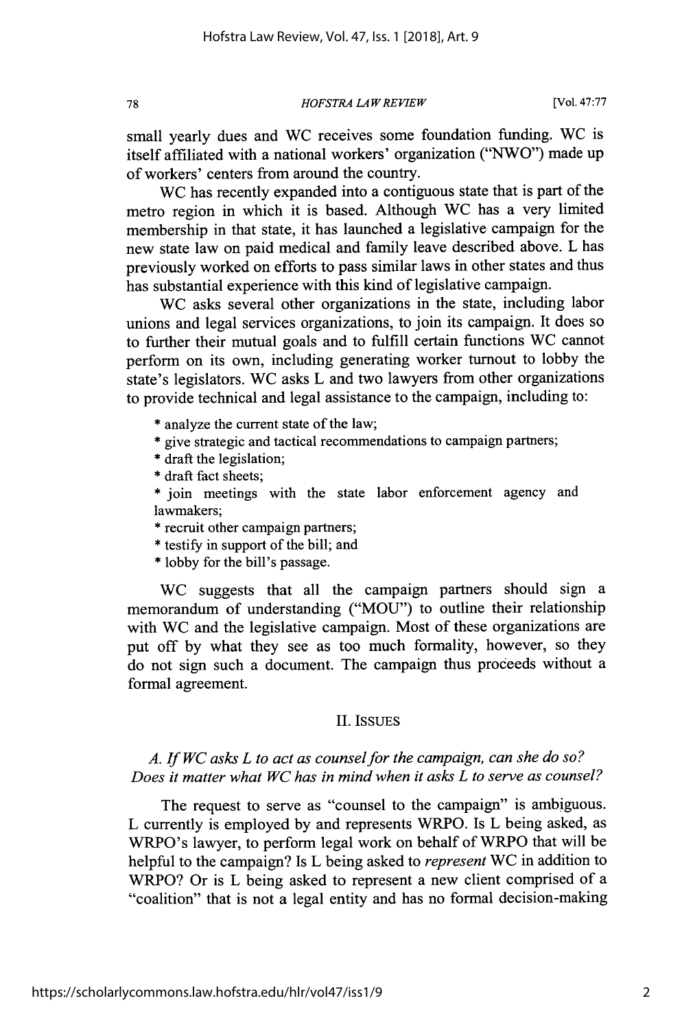small yearly dues and WC receives some foundation funding. WC is itself affiliated with a national workers' organization ("NWO") made up of workers' centers from around the country.

WC has recently expanded into a contiguous state that is part of the metro region in which it is based. Although WC has a very limited membership in that state, it has launched a legislative campaign for the new state law on paid medical and family leave described above. L has previously worked on efforts to pass similar laws in other states and thus has substantial experience with this kind of legislative campaign.

WC asks several other organizations in the state, including labor unions and legal services organizations, to join its campaign. It does so to further their mutual goals and to fulfill certain functions WC cannot perform on its own, including generating worker turnout to lobby the state's legislators. WC asks L and two lawyers from other organizations to provide technical and legal assistance to the campaign, including to:

* analyze the current state of the law;
* give strategic and tactical recommendations to campaign partners;
* draft the legislation;
* draft fact sheets;
* join meetings with the state labor enforcement agency and lawmakers;
* recruit other campaign partners;
* testify in support of the bill; and
* lobby for the bill's passage.

WC suggests that all the campaign partners should sign a memorandum of understanding ("MOU") to outline their relationship with WC and the legislative campaign. Most of these organizations are put off by what they see as too much formality, however, so they do not sign such a document. The campaign thus proceeds without a formal agreement.

## II. ISSUES

### *A. If WC asks L to act as counsel for the campaign, can she do so? Does it matter what WC has in mind when it asks L to serve as counsel?*

The request to serve as "counsel to the campaign" is ambiguous. L currently is employed by and represents WRPO. Is L being asked, as WRPO's lawyer, to perform legal work on behalf of WRPO that will be helpful to the campaign? Is L being asked to *represent* WC in addition to WRPO? Or is L being asked to represent a new client comprised of a "coalition" that is not a legal entity and has no formal decision-making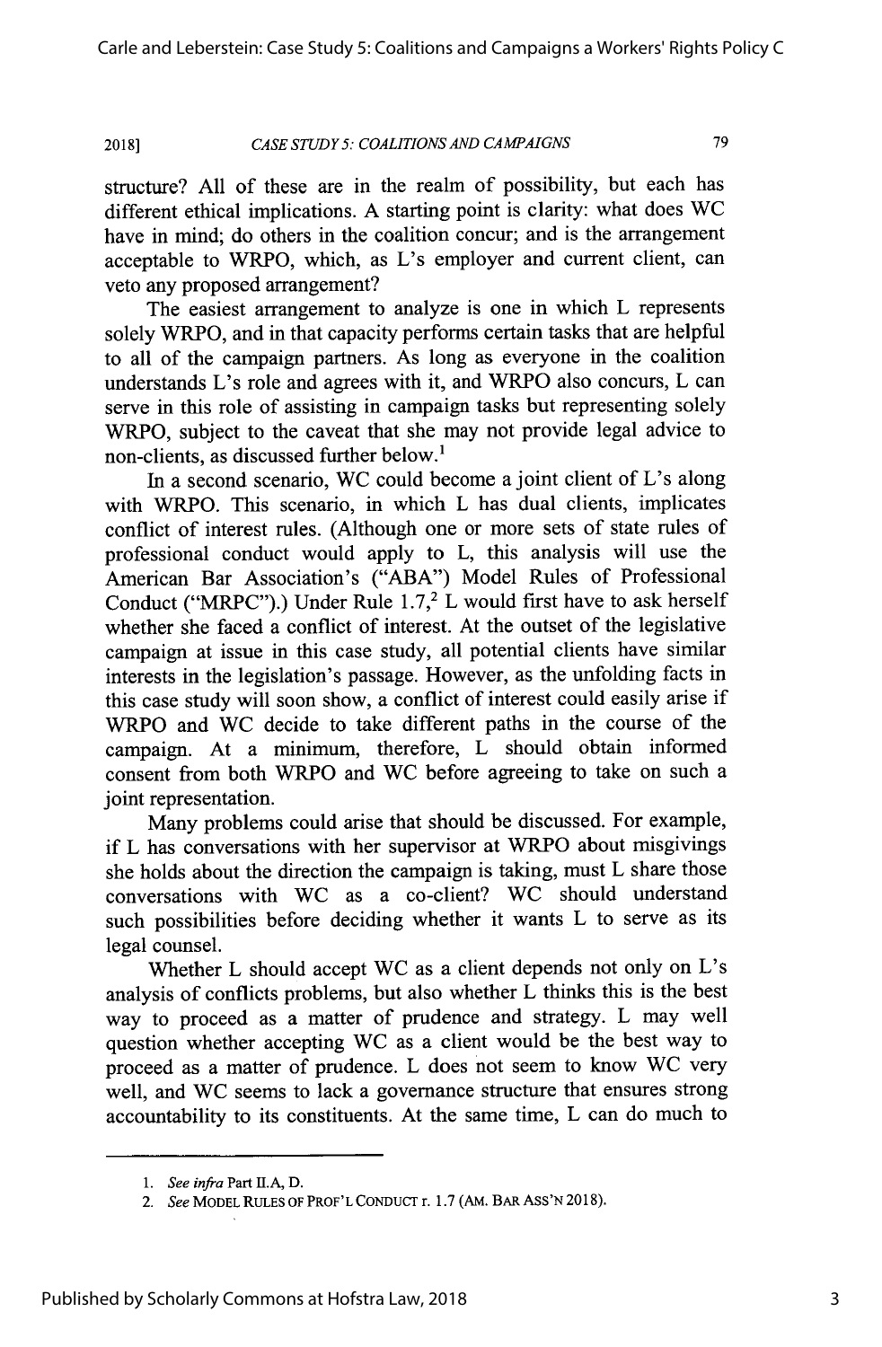structure? All of these are in the realm of possibility, but each has different ethical implications. A starting point is clarity: what does WC have in mind; do others in the coalition concur; and is the arrangement acceptable to WRPO, which, as L's employer and current client, can veto any proposed arrangement?

The easiest arrangement to analyze is one in which L represents solely WRPO, and in that capacity performs certain tasks that are helpful to all of the campaign partners. As long as everyone in the coalition understands L's role and agrees with it, and WRPO also concurs, L can serve in this role of assisting in campaign tasks but representing solely WRPO, subject to the caveat that she may not provide legal advice to non-clients, as discussed further below.[1]

In a second scenario, WC could become a joint client of L's along with WRPO. This scenario, in which L has dual clients, implicates conflict of interest rules. (Although one or more sets of state rules of professional conduct would apply to L, this analysis will use the American Bar Association's ("ABA") Model Rules of Professional Conduct ("MRPC").) Under Rule 1.7,[2] L would first have to ask herself whether she faced a conflict of interest. At the outset of the legislative campaign at issue in this case study, all potential clients have similar interests in the legislation's passage. However, as the unfolding facts in this case study will soon show, a conflict of interest could easily arise if WRPO and WC decide to take different paths in the course of the campaign. At a minimum, therefore, L should obtain informed consent from both WRPO and WC before agreeing to take on such a joint representation.

Many problems could arise that should be discussed. For example, if L has conversations with her supervisor at WRPO about misgivings she holds about the direction the campaign is taking, must L share those conversations with WC as a co-client? WC should understand such possibilities before deciding whether it wants L to serve as its legal counsel.

Whether L should accept WC as a client depends not only on L's analysis of conflicts problems, but also whether L thinks this is the best way to proceed as a matter of prudence and strategy. L may well question whether accepting WC as a client would be the best way to proceed as a matter of prudence. L does not seem to know WC very well, and WC seems to lack a governance structure that ensures strong accountability to its constituents. At the same time, L can do much to

---

1. *See infra* Part II.A, D.

2. *See* MODEL RULES OF PROF'L CONDUCT r. 1.7 (AM. BAR ASS'N 2018).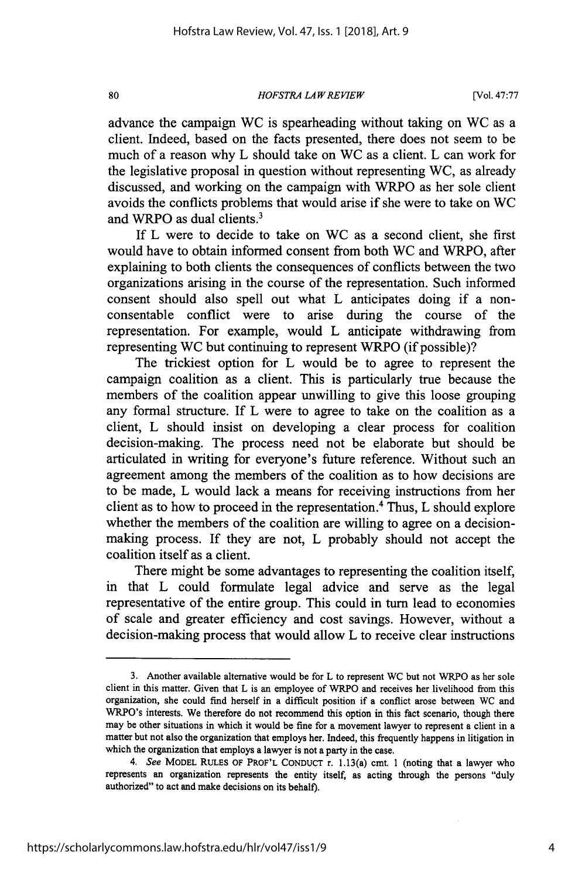advance the campaign WC is spearheading without taking on WC as a client. Indeed, based on the facts presented, there does not seem to be much of a reason why L should take on WC as a client. L can work for the legislative proposal in question without representing WC, as already discussed, and working on the campaign with WRPO as her sole client avoids the conflicts problems that would arise if she were to take on WC and WRPO as dual clients.[3]

If L were to decide to take on WC as a second client, she first would have to obtain informed consent from both WC and WRPO, after explaining to both clients the consequences of conflicts between the two organizations arising in the course of the representation. Such informed consent should also spell out what L anticipates doing if a non-consentable conflict were to arise during the course of the representation. For example, would L anticipate withdrawing from representing WC but continuing to represent WRPO (if possible)?

The trickiest option for L would be to agree to represent the campaign coalition as a client. This is particularly true because the members of the coalition appear unwilling to give this loose grouping any formal structure. If L were to agree to take on the coalition as a client, L should insist on developing a clear process for coalition decision-making. The process need not be elaborate but should be articulated in writing for everyone's future reference. Without such an agreement among the members of the coalition as to how decisions are to be made, L would lack a means for receiving instructions from her client as to how to proceed in the representation.[4] Thus, L should explore whether the members of the coalition are willing to agree on a decision-making process. If they are not, L probably should not accept the coalition itself as a client.

There might be some advantages to representing the coalition itself, in that L could formulate legal advice and serve as the legal representative of the entire group. This could in turn lead to economies of scale and greater efficiency and cost savings. However, without a decision-making process that would allow L to receive clear instructions

---

3. Another available alternative would be for L to represent WC but not WRPO as her sole client in this matter. Given that L is an employee of WRPO and receives her livelihood from this organization, she could find herself in a difficult position if a conflict arose between WC and WRPO's interests. We therefore do not recommend this option in this fact scenario, though there may be other situations in which it would be fine for a movement lawyer to represent a client in a matter but not also the organization that employs her. Indeed, this frequently happens in litigation in which the organization that employs a lawyer is not a party in the case.

4. *See* MODEL RULES OF PROF'L CONDUCT r. 1.13(a) cmt. 1 (noting that a lawyer who represents an organization represents the entity itself, as acting through the persons "duly authorized" to act and make decisions on its behalf).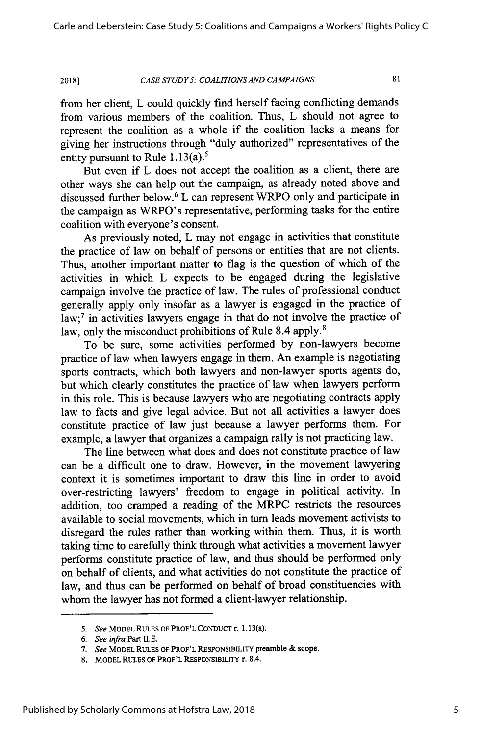from her client, L could quickly find herself facing conflicting demands from various members of the coalition. Thus, L should not agree to represent the coalition as a whole if the coalition lacks a means for giving her instructions through "duly authorized" representatives of the entity pursuant to Rule 1.13(a).[5]

But even if L does not accept the coalition as a client, there are other ways she can help out the campaign, as already noted above and discussed further below.[6] L can represent WRPO only and participate in the campaign as WRPO's representative, performing tasks for the entire coalition with everyone's consent.

As previously noted, L may not engage in activities that constitute the practice of law on behalf of persons or entities that are not clients. Thus, another important matter to flag is the question of which of the activities in which L expects to be engaged during the legislative campaign involve the practice of law. The rules of professional conduct generally apply only insofar as a lawyer is engaged in the practice of law;[7] in activities lawyers engage in that do not involve the practice of law, only the misconduct prohibitions of Rule 8.4 apply.[8]

To be sure, some activities performed by non-lawyers become practice of law when lawyers engage in them. An example is negotiating sports contracts, which both lawyers and non-lawyer sports agents do, but which clearly constitutes the practice of law when lawyers perform in this role. This is because lawyers who are negotiating contracts apply law to facts and give legal advice. But not all activities a lawyer does constitute practice of law just because a lawyer performs them. For example, a lawyer that organizes a campaign rally is not practicing law.

The line between what does and does not constitute practice of law can be a difficult one to draw. However, in the movement lawyering context it is sometimes important to draw this line in order to avoid over-restricting lawyers' freedom to engage in political activity. In addition, too cramped a reading of the MRPC restricts the resources available to social movements, which in turn leads movement activists to disregard the rules rather than working within them. Thus, it is worth taking time to carefully think through what activities a movement lawyer performs constitute practice of law, and thus should be performed only on behalf of clients, and what activities do not constitute the practice of law, and thus can be performed on behalf of broad constituencies with whom the lawyer has not formed a client-lawyer relationship.

---

5. *See* MODEL RULES OF PROF'L CONDUCT r. 1.13(a).
6. *See infra* Part II.E.
7. *See* MODEL RULES OF PROF'L RESPONSIBILITY preamble & scope.
8. MODEL RULES OF PROF'L RESPONSIBILITY r. 8.4.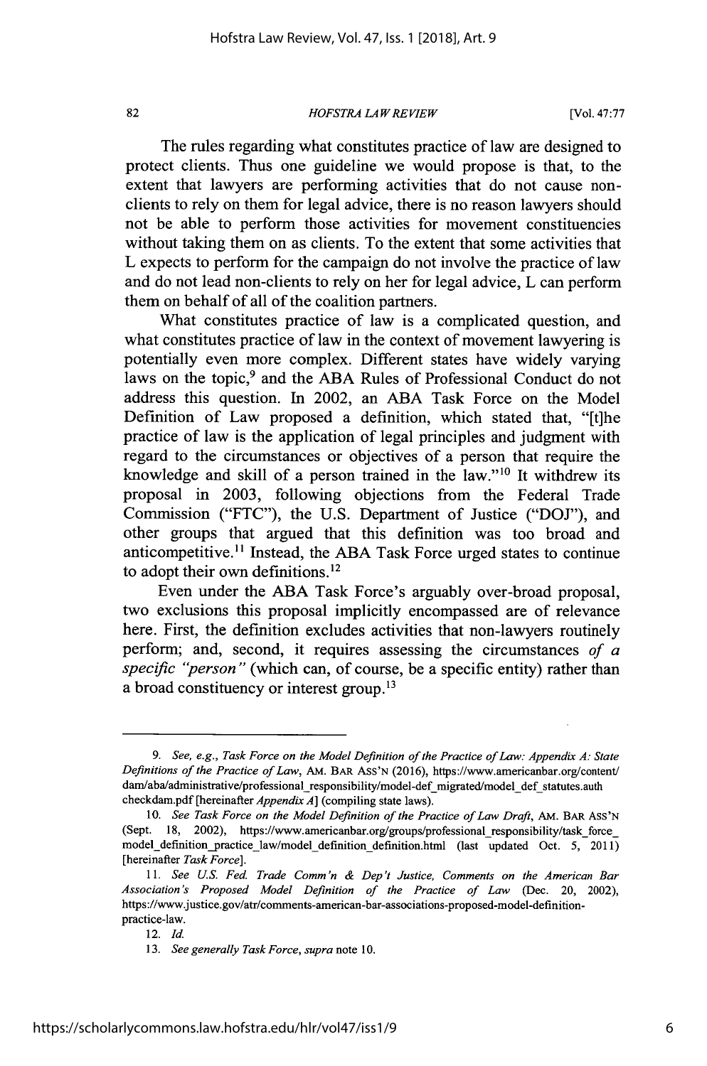The rules regarding what constitutes practice of law are designed to protect clients. Thus one guideline we would propose is that, to the extent that lawyers are performing activities that do not cause non-clients to rely on them for legal advice, there is no reason lawyers should not be able to perform those activities for movement constituencies without taking them on as clients. To the extent that some activities that L expects to perform for the campaign do not involve the practice of law and do not lead non-clients to rely on her for legal advice, L can perform them on behalf of all of the coalition partners.

What constitutes practice of law is a complicated question, and what constitutes practice of law in the context of movement lawyering is potentially even more complex. Different states have widely varying laws on the topic,[9] and the ABA Rules of Professional Conduct do not address this question. In 2002, an ABA Task Force on the Model Definition of Law proposed a definition, which stated that, "[t]he practice of law is the application of legal principles and judgment with regard to the circumstances or objectives of a person that require the knowledge and skill of a person trained in the law."[10] It withdrew its proposal in 2003, following objections from the Federal Trade Commission ("FTC"), the U.S. Department of Justice ("DOJ"), and other groups that argued that this definition was too broad and anticompetitive.[11] Instead, the ABA Task Force urged states to continue to adopt their own definitions.[12]

Even under the ABA Task Force's arguably over-broad proposal, two exclusions this proposal implicitly encompassed are of relevance here. First, the definition excludes activities that non-lawyers routinely perform; and, second, it requires assessing the circumstances *of a specific "person"* (which can, of course, be a specific entity) rather than a broad constituency or interest group.[13]

---

9. *See, e.g.*, *Task Force on the Model Definition of the Practice of Law: Appendix A: State Definitions of the Practice of Law*, AM. BAR ASS'N (2016), https://www.americanbar.org/content/dam/aba/administrative/professional_responsibility/model-def_migrated/model_def_statutes.authcheckdam.pdf [hereinafter *Appendix A*] (compiling state laws).

10. *See Task Force on the Model Definition of the Practice of Law Draft*, AM. BAR ASS'N (Sept. 18, 2002), https://www.americanbar.org/groups/professional_responsibility/task_force_model_definition_practice_law/model_definition_definition.html (last updated Oct. 5, 2011) [hereinafter *Task Force*].

11. *See U.S. Fed. Trade Comm'n & Dep't Justice, Comments on the American Bar Association's Proposed Model Definition of the Practice of Law* (Dec. 20, 2002), https://www.justice.gov/atr/comments-american-bar-associations-proposed-model-definition-practice-law.

12. *Id.*

13. *See generally Task Force*, *supra* note 10.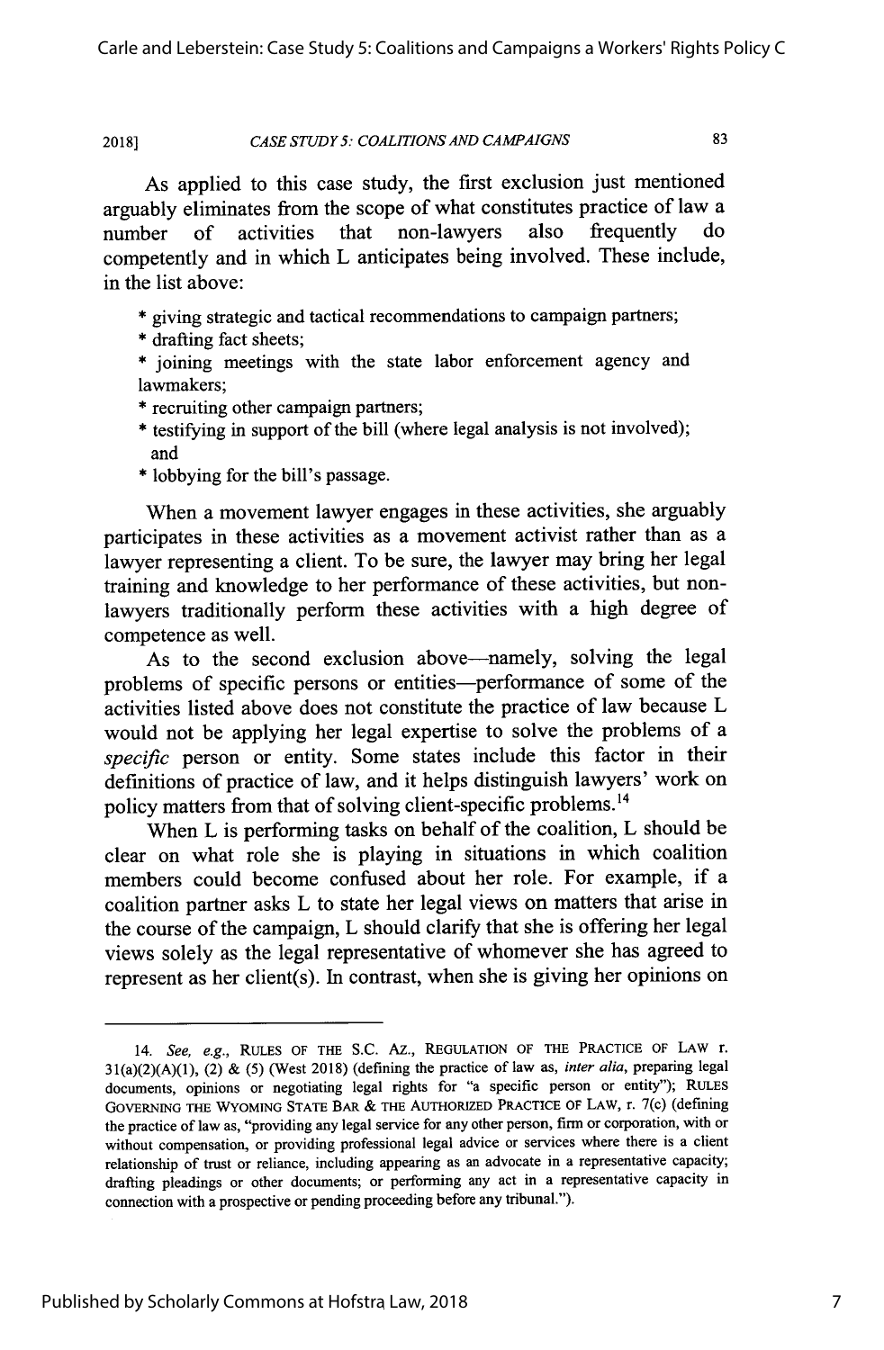As applied to this case study, the first exclusion just mentioned arguably eliminates from the scope of what constitutes practice of law a number of activities that non-lawyers also frequently do competently and in which L anticipates being involved. These include, in the list above:

* giving strategic and tactical recommendations to campaign partners;
* drafting fact sheets;
* joining meetings with the state labor enforcement agency and lawmakers;
* recruiting other campaign partners;
* testifying in support of the bill (where legal analysis is not involved); and
* lobbying for the bill's passage.

When a movement lawyer engages in these activities, she arguably participates in these activities as a movement activist rather than as a lawyer representing a client. To be sure, the lawyer may bring her legal training and knowledge to her performance of these activities, but non-lawyers traditionally perform these activities with a high degree of competence as well.

As to the second exclusion above—namely, solving the legal problems of specific persons or entities—performance of some of the activities listed above does not constitute the practice of law because L would not be applying her legal expertise to solve the problems of a *specific* person or entity. Some states include this factor in their definitions of practice of law, and it helps distinguish lawyers' work on policy matters from that of solving client-specific problems.[14]

When L is performing tasks on behalf of the coalition, L should be clear on what role she is playing in situations in which coalition members could become confused about her role. For example, if a coalition partner asks L to state her legal views on matters that arise in the course of the campaign, L should clarify that she is offering her legal views solely as the legal representative of whomever she has agreed to represent as her client(s). In contrast, when she is giving her opinions on

---

14. *See, e.g.*, RULES OF THE S.C. AZ., REGULATION OF THE PRACTICE OF LAW r. 31(a)(2)(A)(1), (2) & (5) (West 2018) (defining the practice of law as, *inter alia*, preparing legal documents, opinions or negotiating legal rights for "a specific person or entity"); RULES GOVERNING THE WYOMING STATE BAR & THE AUTHORIZED PRACTICE OF LAW, r. 7(c) (defining the practice of law as, "providing any legal service for any other person, firm or corporation, with or without compensation, or providing professional legal advice or services where there is a client relationship of trust or reliance, including appearing as an advocate in a representative capacity; drafting pleadings or other documents; or performing any act in a representative capacity in connection with a prospective or pending proceeding before any tribunal.").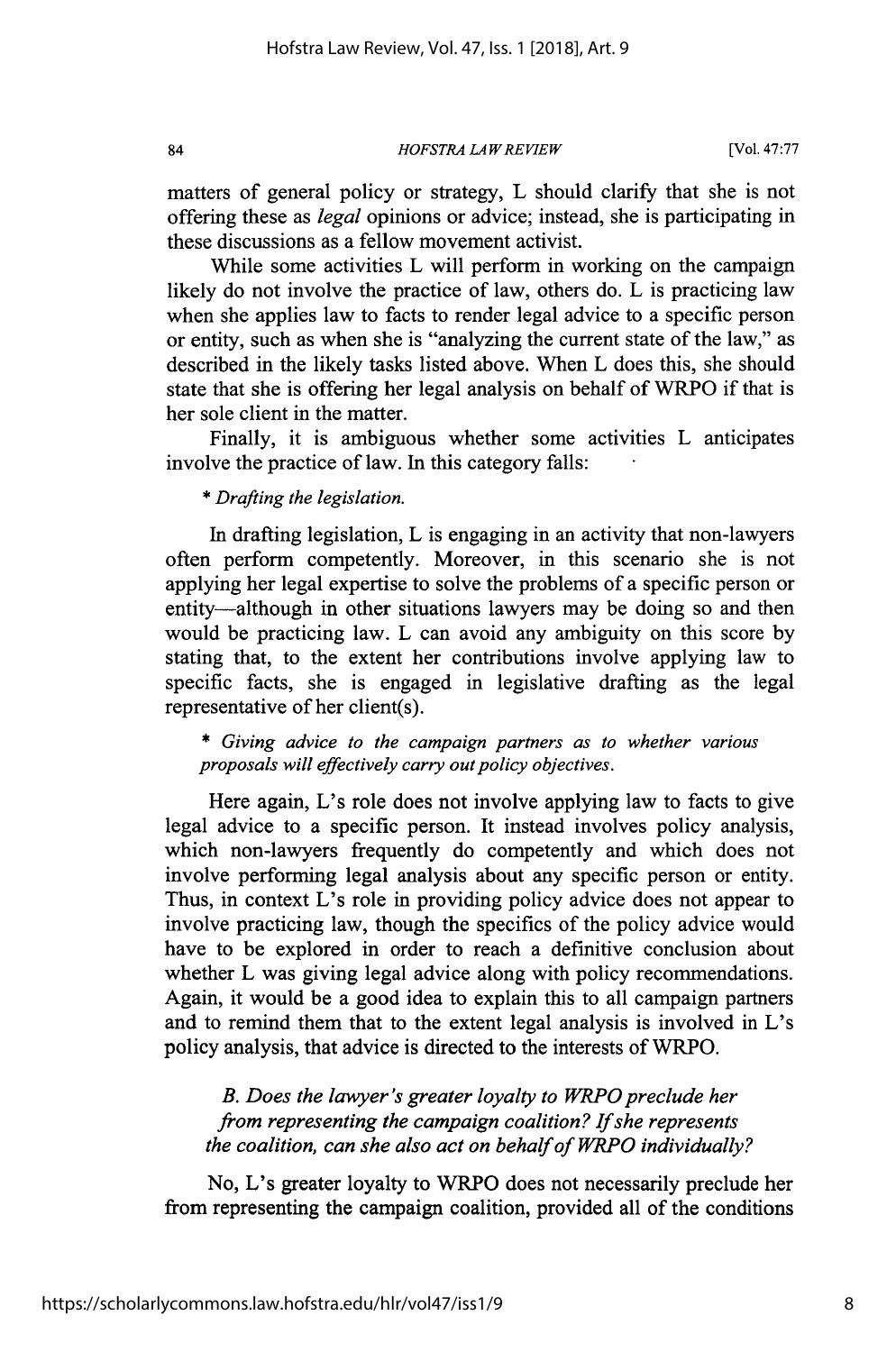matters of general policy or strategy, L should clarify that she is not offering these as *legal* opinions or advice; instead, she is participating in these discussions as a fellow movement activist.

While some activities L will perform in working on the campaign likely do not involve the practice of law, others do. L is practicing law when she applies law to facts to render legal advice to a specific person or entity, such as when she is "analyzing the current state of the law," as described in the likely tasks listed above. When L does this, she should state that she is offering her legal analysis on behalf of WRPO if that is her sole client in the matter.

Finally, it is ambiguous whether some activities L anticipates involve the practice of law. In this category falls:

* *Drafting the legislation.*

In drafting legislation, L is engaging in an activity that non-lawyers often perform competently. Moreover, in this scenario she is not applying her legal expertise to solve the problems of a specific person or entity—although in other situations lawyers may be doing so and then would be practicing law. L can avoid any ambiguity on this score by stating that, to the extent her contributions involve applying law to specific facts, she is engaged in legislative drafting as the legal representative of her client(s).

* *Giving advice to the campaign partners as to whether various proposals will effectively carry out policy objectives.*

Here again, L's role does not involve applying law to facts to give legal advice to a specific person. It instead involves policy analysis, which non-lawyers frequently do competently and which does not involve performing legal analysis about any specific person or entity. Thus, in context L's role in providing policy advice does not appear to involve practicing law, though the specifics of the policy advice would have to be explored in order to reach a definitive conclusion about whether L was giving legal advice along with policy recommendations. Again, it would be a good idea to explain this to all campaign partners and to remind them that to the extent legal analysis is involved in L's policy analysis, that advice is directed to the interests of WRPO.

### *B. Does the lawyer's greater loyalty to WRPO preclude her from representing the campaign coalition? If she represents the coalition, can she also act on behalf of WRPO individually?*

No, L's greater loyalty to WRPO does not necessarily preclude her from representing the campaign coalition, provided all of the conditions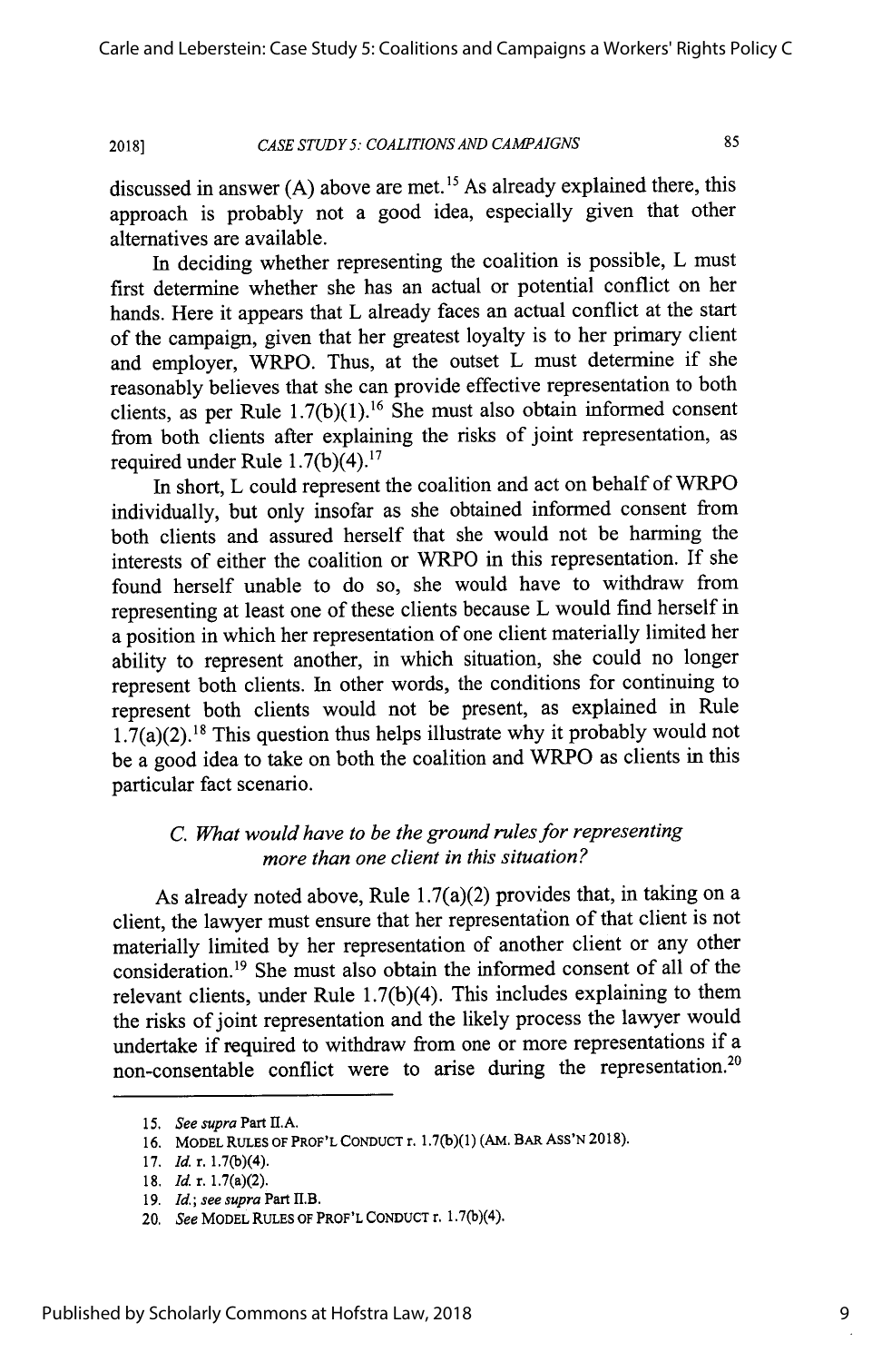discussed in answer (A) above are met.[15] As already explained there, this approach is probably not a good idea, especially given that other alternatives are available.

In deciding whether representing the coalition is possible, L must first determine whether she has an actual or potential conflict on her hands. Here it appears that L already faces an actual conflict at the start of the campaign, given that her greatest loyalty is to her primary client and employer, WRPO. Thus, at the outset L must determine if she reasonably believes that she can provide effective representation to both clients, as per Rule 1.7(b)(1).[16] She must also obtain informed consent from both clients after explaining the risks of joint representation, as required under Rule 1.7(b)(4).[17]

In short, L could represent the coalition and act on behalf of WRPO individually, but only insofar as she obtained informed consent from both clients and assured herself that she would not be harming the interests of either the coalition or WRPO in this representation. If she found herself unable to do so, she would have to withdraw from representing at least one of these clients because L would find herself in a position in which her representation of one client materially limited her ability to represent another, in which situation, she could no longer represent both clients. In other words, the conditions for continuing to represent both clients would not be present, as explained in Rule 1.7(a)(2).[18] This question thus helps illustrate why it probably would not be a good idea to take on both the coalition and WRPO as clients in this particular fact scenario.

### *C. What would have to be the ground rules for representing more than one client in this situation?*

As already noted above, Rule 1.7(a)(2) provides that, in taking on a client, the lawyer must ensure that her representation of that client is not materially limited by her representation of another client or any other consideration.[19] She must also obtain the informed consent of all of the relevant clients, under Rule 1.7(b)(4). This includes explaining to them the risks of joint representation and the likely process the lawyer would undertake if required to withdraw from one or more representations if a non-consentable conflict were to arise during the representation.[20]

---

15. *See supra* Part II.A.
16. MODEL RULES OF PROF'L CONDUCT r. 1.7(b)(1) (AM. BAR ASS'N 2018).
17. *Id.* r. 1.7(b)(4).
18. *Id.* r. 1.7(a)(2).
19. *Id.*; *see supra* Part II.B.
20. *See* MODEL RULES OF PROF'L CONDUCT r. 1.7(b)(4).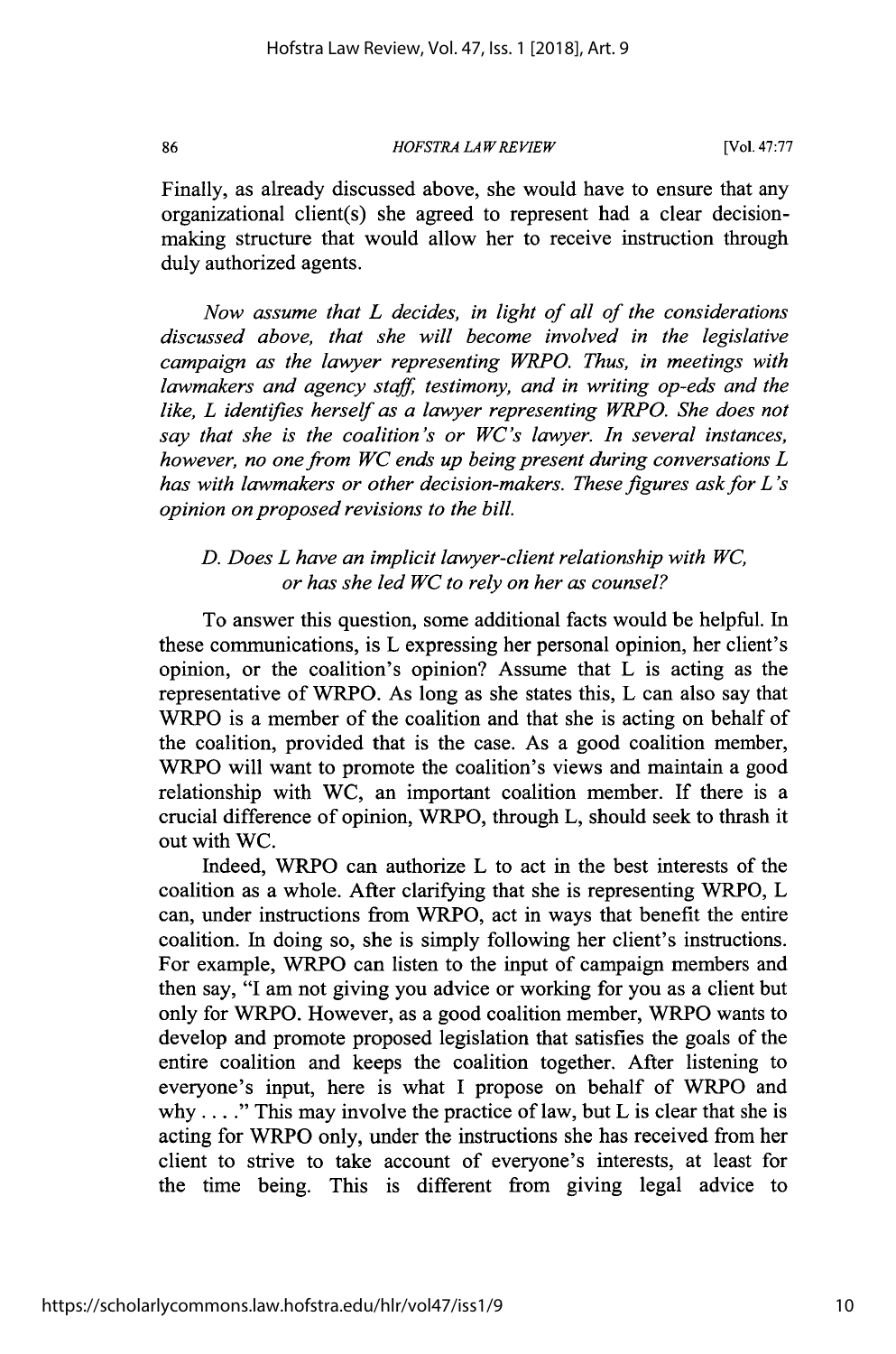Finally, as already discussed above, she would have to ensure that any organizational client(s) she agreed to represent had a clear decision-making structure that would allow her to receive instruction through duly authorized agents.

*Now assume that L decides, in light of all of the considerations discussed above, that she will become involved in the legislative campaign as the lawyer representing WRPO. Thus, in meetings with lawmakers and agency staff, testimony, and in writing op-eds and the like, L identifies herself as a lawyer representing WRPO. She does not say that she is the coalition's or WC's lawyer. In several instances, however, no one from WC ends up being present during conversations L has with lawmakers or other decision-makers. These figures ask for L's opinion on proposed revisions to the bill.*

### *D. Does L have an implicit lawyer-client relationship with WC, or has she led WC to rely on her as counsel?*

To answer this question, some additional facts would be helpful. In these communications, is L expressing her personal opinion, her client's opinion, or the coalition's opinion? Assume that L is acting as the representative of WRPO. As long as she states this, L can also say that WRPO is a member of the coalition and that she is acting on behalf of the coalition, provided that is the case. As a good coalition member, WRPO will want to promote the coalition's views and maintain a good relationship with WC, an important coalition member. If there is a crucial difference of opinion, WRPO, through L, should seek to thrash it out with WC.

Indeed, WRPO can authorize L to act in the best interests of the coalition as a whole. After clarifying that she is representing WRPO, L can, under instructions from WRPO, act in ways that benefit the entire coalition. In doing so, she is simply following her client's instructions. For example, WRPO can listen to the input of campaign members and then say, "I am not giving you advice or working for you as a client but only for WRPO. However, as a good coalition member, WRPO wants to develop and promote proposed legislation that satisfies the goals of the entire coalition and keeps the coalition together. After listening to everyone's input, here is what I propose on behalf of WRPO and why . . . ." This may involve the practice of law, but L is clear that she is acting for WRPO only, under the instructions she has received from her client to strive to take account of everyone's interests, at least for the time being. This is different from giving legal advice to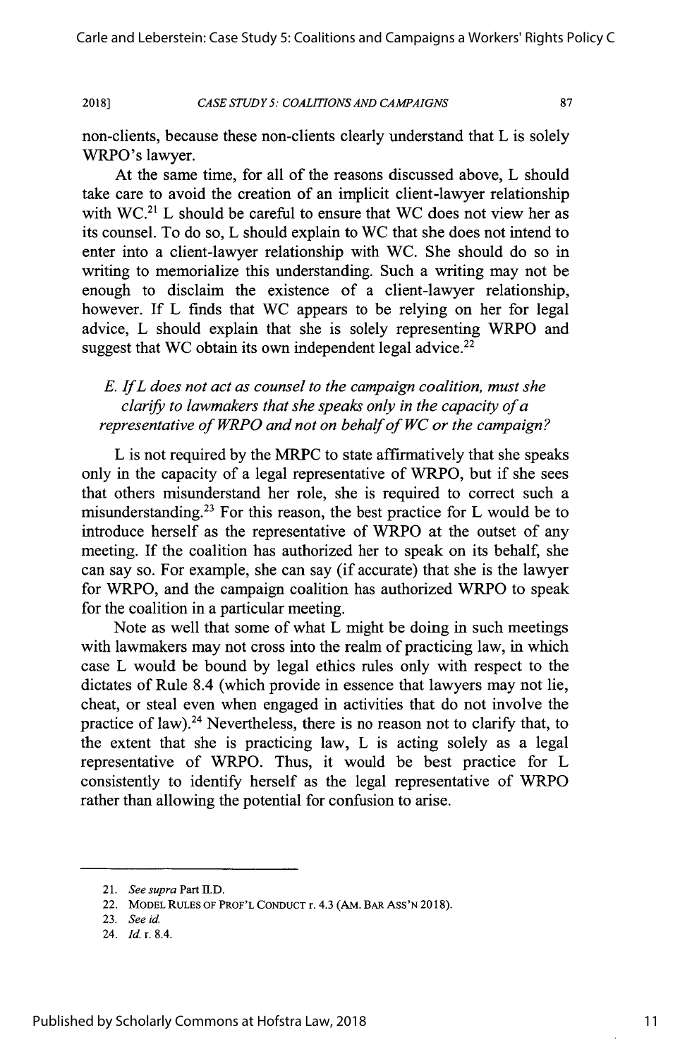non-clients, because these non-clients clearly understand that L is solely WRPO's lawyer.

At the same time, for all of the reasons discussed above, L should take care to avoid the creation of an implicit client-lawyer relationship with WC.[21] L should be careful to ensure that WC does not view her as its counsel. To do so, L should explain to WC that she does not intend to enter into a client-lawyer relationship with WC. She should do so in writing to memorialize this understanding. Such a writing may not be enough to disclaim the existence of a client-lawyer relationship, however. If L finds that WC appears to be relying on her for legal advice, L should explain that she is solely representing WRPO and suggest that WC obtain its own independent legal advice.[22]

### *E. If L does not act as counsel to the campaign coalition, must she clarify to lawmakers that she speaks only in the capacity of a representative of WRPO and not on behalf of WC or the campaign?*

L is not required by the MRPC to state affirmatively that she speaks only in the capacity of a legal representative of WRPO, but if she sees that others misunderstand her role, she is required to correct such a misunderstanding.[23] For this reason, the best practice for L would be to introduce herself as the representative of WRPO at the outset of any meeting. If the coalition has authorized her to speak on its behalf, she can say so. For example, she can say (if accurate) that she is the lawyer for WRPO, and the campaign coalition has authorized WRPO to speak for the coalition in a particular meeting.

Note as well that some of what L might be doing in such meetings with lawmakers may not cross into the realm of practicing law, in which case L would be bound by legal ethics rules only with respect to the dictates of Rule 8.4 (which provide in essence that lawyers may not lie, cheat, or steal even when engaged in activities that do not involve the practice of law).[24] Nevertheless, there is no reason not to clarify that, to the extent that she is practicing law, L is acting solely as a legal representative of WRPO. Thus, it would be best practice for L consistently to identify herself as the legal representative of WRPO rather than allowing the potential for confusion to arise.

---

21. *See supra* Part II.D.
22. MODEL RULES OF PROF'L CONDUCT r. 4.3 (AM. BAR ASS'N 2018).
23. *See id.*
24. *Id.* r. 8.4.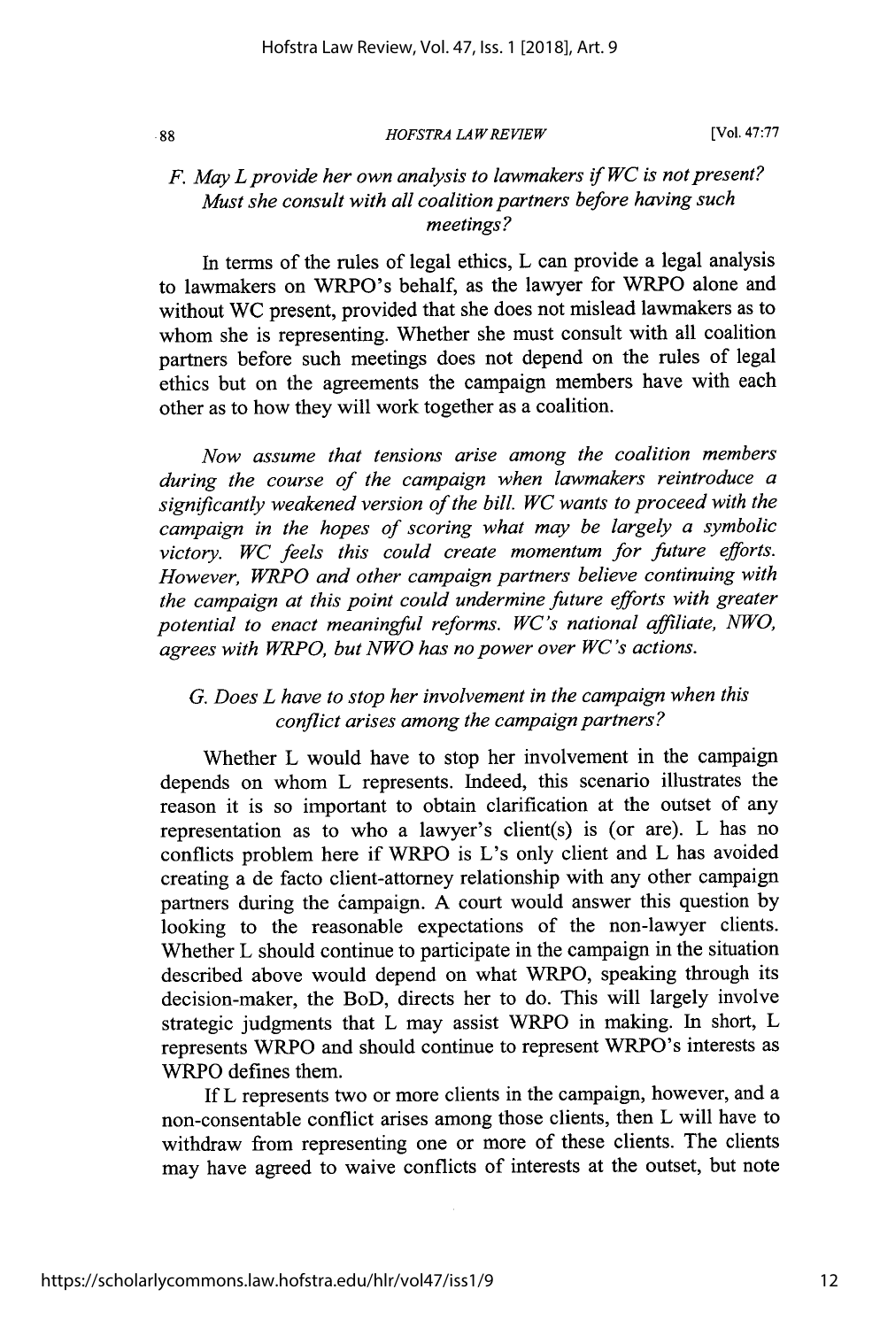### *F. May L provide her own analysis to lawmakers if WC is not present? Must she consult with all coalition partners before having such meetings?*

In terms of the rules of legal ethics, L can provide a legal analysis to lawmakers on WRPO's behalf, as the lawyer for WRPO alone and without WC present, provided that she does not mislead lawmakers as to whom she is representing. Whether she must consult with all coalition partners before such meetings does not depend on the rules of legal ethics but on the agreements the campaign members have with each other as to how they will work together as a coalition.

*Now assume that tensions arise among the coalition members during the course of the campaign when lawmakers reintroduce a significantly weakened version of the bill. WC wants to proceed with the campaign in the hopes of scoring what may be largely a symbolic victory. WC feels this could create momentum for future efforts. However, WRPO and other campaign partners believe continuing with the campaign at this point could undermine future efforts with greater potential to enact meaningful reforms. WC's national affiliate, NWO, agrees with WRPO, but NWO has no power over WC's actions.*

### *G. Does L have to stop her involvement in the campaign when this conflict arises among the campaign partners?*

Whether L would have to stop her involvement in the campaign depends on whom L represents. Indeed, this scenario illustrates the reason it is so important to obtain clarification at the outset of any representation as to who a lawyer's client(s) is (or are). L has no conflicts problem here if WRPO is L's only client and L has avoided creating a de facto client-attorney relationship with any other campaign partners during the campaign. A court would answer this question by looking to the reasonable expectations of the non-lawyer clients. Whether L should continue to participate in the campaign in the situation described above would depend on what WRPO, speaking through its decision-maker, the BoD, directs her to do. This will largely involve strategic judgments that L may assist WRPO in making. In short, L represents WRPO and should continue to represent WRPO's interests as WRPO defines them.

If L represents two or more clients in the campaign, however, and a non-consentable conflict arises among those clients, then L will have to withdraw from representing one or more of these clients. The clients may have agreed to waive conflicts of interests at the outset, but note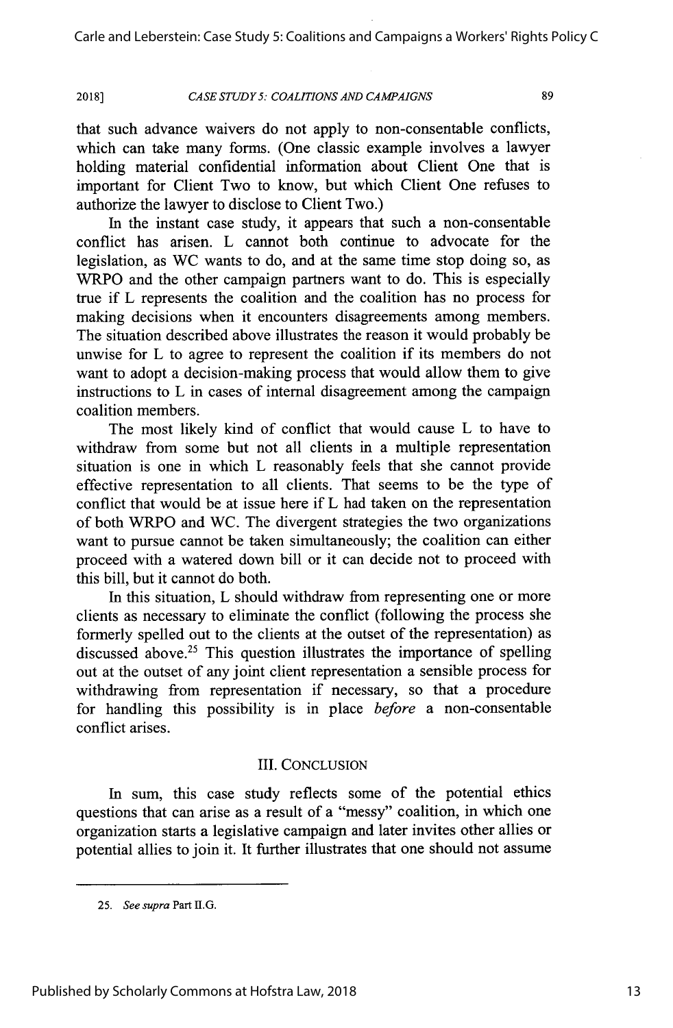that such advance waivers do not apply to non-consentable conflicts, which can take many forms. (One classic example involves a lawyer holding material confidential information about Client One that is important for Client Two to know, but which Client One refuses to authorize the lawyer to disclose to Client Two.)

In the instant case study, it appears that such a non-consentable conflict has arisen. L cannot both continue to advocate for the legislation, as WC wants to do, and at the same time stop doing so, as WRPO and the other campaign partners want to do. This is especially true if L represents the coalition and the coalition has no process for making decisions when it encounters disagreements among members. The situation described above illustrates the reason it would probably be unwise for L to agree to represent the coalition if its members do not want to adopt a decision-making process that would allow them to give instructions to L in cases of internal disagreement among the campaign coalition members.

The most likely kind of conflict that would cause L to have to withdraw from some but not all clients in a multiple representation situation is one in which L reasonably feels that she cannot provide effective representation to all clients. That seems to be the type of conflict that would be at issue here if L had taken on the representation of both WRPO and WC. The divergent strategies the two organizations want to pursue cannot be taken simultaneously; the coalition can either proceed with a watered down bill or it can decide not to proceed with this bill, but it cannot do both.

In this situation, L should withdraw from representing one or more clients as necessary to eliminate the conflict (following the process she formerly spelled out to the clients at the outset of the representation) as discussed above.[25] This question illustrates the importance of spelling out at the outset of any joint client representation a sensible process for withdrawing from representation if necessary, so that a procedure for handling this possibility is in place *before* a non-consentable conflict arises.

## III. CONCLUSION

In sum, this case study reflects some of the potential ethics questions that can arise as a result of a "messy" coalition, in which one organization starts a legislative campaign and later invites other allies or potential allies to join it. It further illustrates that one should not assume

---

25. *See supra* Part II.G.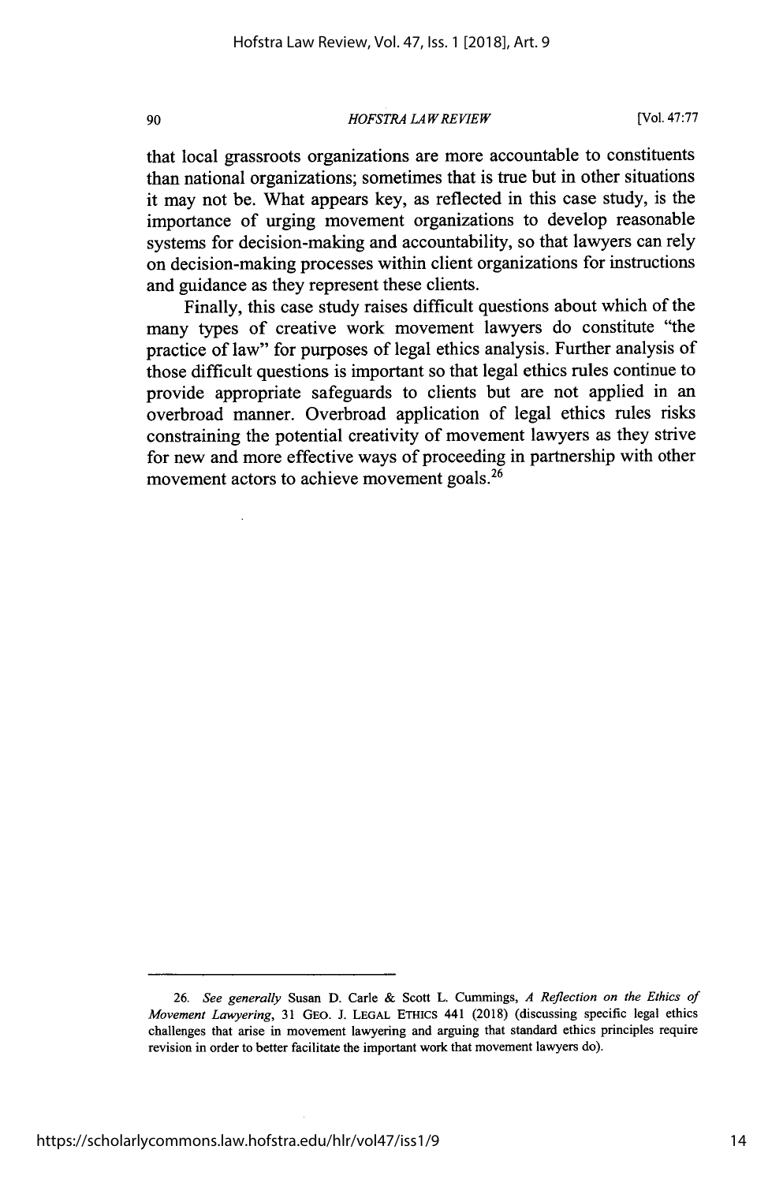that local grassroots organizations are more accountable to constituents than national organizations; sometimes that is true but in other situations it may not be. What appears key, as reflected in this case study, is the importance of urging movement organizations to develop reasonable systems for decision-making and accountability, so that lawyers can rely on decision-making processes within client organizations for instructions and guidance as they represent these clients.

Finally, this case study raises difficult questions about which of the many types of creative work movement lawyers do constitute "the practice of law" for purposes of legal ethics analysis. Further analysis of those difficult questions is important so that legal ethics rules continue to provide appropriate safeguards to clients but are not applied in an overbroad manner. Overbroad application of legal ethics rules risks constraining the potential creativity of movement lawyers as they strive for new and more effective ways of proceeding in partnership with other movement actors to achieve movement goals.[26]

---

26. *See generally* Susan D. Carle & Scott L. Cummings, *A Reflection on the Ethics of Movement Lawyering*, 31 GEO. J. LEGAL ETHICS 441 (2018) (discussing specific legal ethics challenges that arise in movement lawyering and arguing that standard ethics principles require revision in order to better facilitate the important work that movement lawyers do).